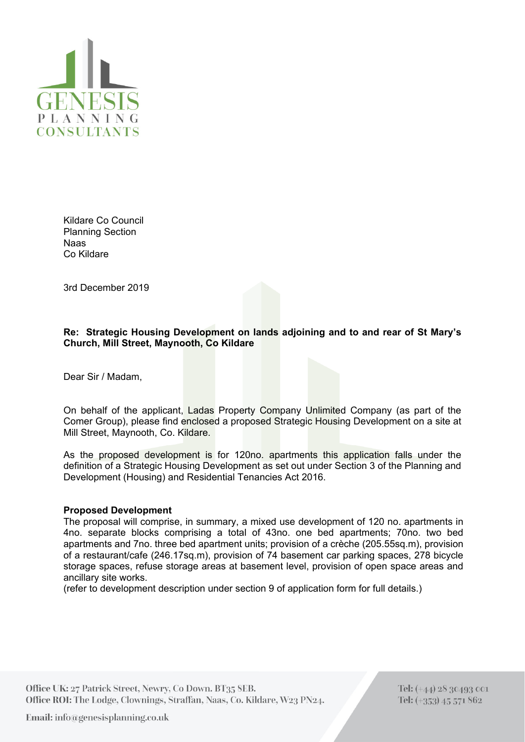GENESIS
PLANNING
CONSULTANTS

Kildare Co Council
Planning Section
Naas
Co Kildare

3rd December 2019

**Re: Strategic Housing Development on lands adjoining and to and rear of St Mary's Church, Mill Street, Maynooth, Co Kildare**

Dear Sir / Madam,

On behalf of the applicant, Ladas Property Company Unlimited Company (as part of the Comer Group), please find enclosed a proposed Strategic Housing Development on a site at Mill Street, Maynooth, Co. Kildare.

As the proposed development is for 120no. apartments this application falls under the definition of a Strategic Housing Development as set out under Section 3 of the Planning and Development (Housing) and Residential Tenancies Act 2016.

**Proposed Development**

The proposal will comprise, in summary, a mixed use development of 120 no. apartments in 4no. separate blocks comprising a total of 43no. one bed apartments; 70no. two bed apartments and 7no. three bed apartment units; provision of a crèche (205.55sq.m), provision of a restaurant/cafe (246.17sq.m), provision of 74 basement car parking spaces, 278 bicycle storage spaces, refuse storage areas at basement level, provision of open space areas and ancillary site works.
(refer to development description under section 9 of application form for full details.)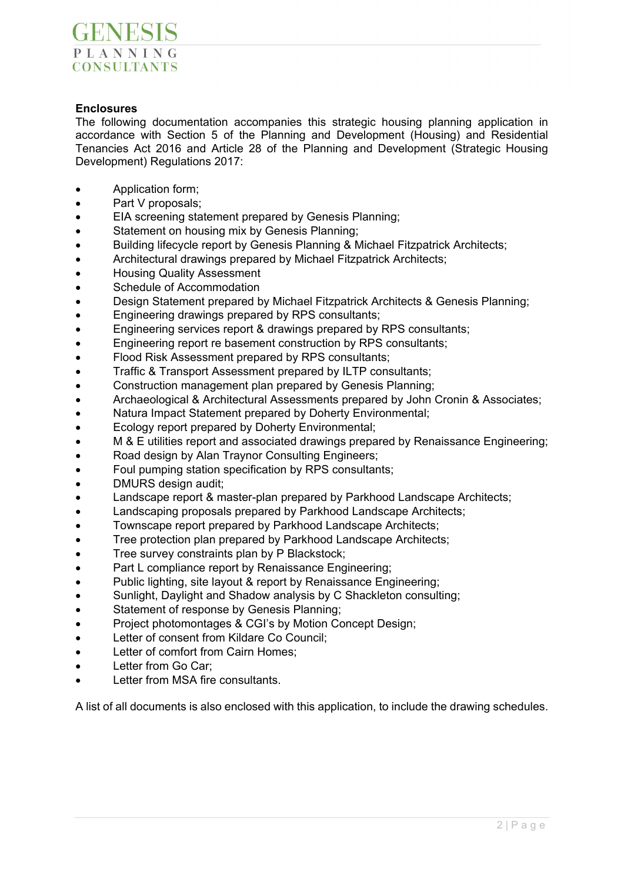**Enclosures**

The following documentation accompanies this strategic housing planning application in accordance with Section 5 of the Planning and Development (Housing) and Residential Tenancies Act 2016 and Article 28 of the Planning and Development (Strategic Housing Development) Regulations 2017:

- Application form;
- Part V proposals;
- EIA screening statement prepared by Genesis Planning;
- Statement on housing mix by Genesis Planning;
- Building lifecycle report by Genesis Planning & Michael Fitzpatrick Architects;
- Architectural drawings prepared by Michael Fitzpatrick Architects;
- Housing Quality Assessment
- Schedule of Accommodation
- Design Statement prepared by Michael Fitzpatrick Architects & Genesis Planning;
- Engineering drawings prepared by RPS consultants;
- Engineering services report & drawings prepared by RPS consultants;
- Engineering report re basement construction by RPS consultants;
- Flood Risk Assessment prepared by RPS consultants;
- Traffic & Transport Assessment prepared by ILTP consultants;
- Construction management plan prepared by Genesis Planning;
- Archaeological & Architectural Assessments prepared by John Cronin & Associates;
- Natura Impact Statement prepared by Doherty Environmental;
- Ecology report prepared by Doherty Environmental;
- M & E utilities report and associated drawings prepared by Renaissance Engineering;
- Road design by Alan Traynor Consulting Engineers;
- Foul pumping station specification by RPS consultants;
- DMURS design audit;
- Landscape report & master-plan prepared by Parkhood Landscape Architects;
- Landscaping proposals prepared by Parkhood Landscape Architects;
- Townscape report prepared by Parkhood Landscape Architects;
- Tree protection plan prepared by Parkhood Landscape Architects;
- Tree survey constraints plan by P Blackstock;
- Part L compliance report by Renaissance Engineering;
- Public lighting, site layout & report by Renaissance Engineering;
- Sunlight, Daylight and Shadow analysis by C Shackleton consulting;
- Statement of response by Genesis Planning;
- Project photomontages & CGI's by Motion Concept Design;
- Letter of consent from Kildare Co Council;
- Letter of comfort from Cairn Homes;
- Letter from Go Car;
- Letter from MSA fire consultants.

A list of all documents is also enclosed with this application, to include the drawing schedules.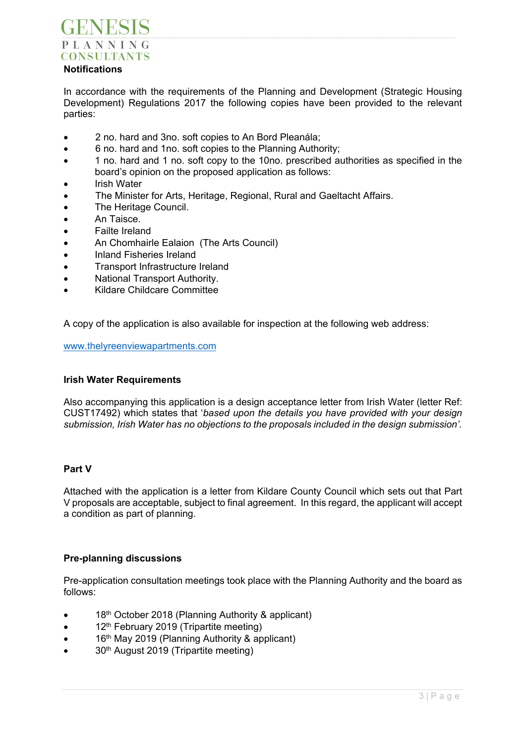## Notifications

In accordance with the requirements of the Planning and Development (Strategic Housing Development) Regulations 2017 the following copies have been provided to the relevant parties:

- 2 no. hard and 3no. soft copies to An Bord Pleanála;
- 6 no. hard and 1no. soft copies to the Planning Authority;
- 1 no. hard and 1 no. soft copy to the 10no. prescribed authorities as specified in the board's opinion on the proposed application as follows:
- Irish Water
- The Minister for Arts, Heritage, Regional, Rural and Gaeltacht Affairs.
- The Heritage Council.
- An Taisce.
- Failte Ireland
- An Chomhairle Ealaion (The Arts Council)
- Inland Fisheries Ireland
- Transport Infrastructure Ireland
- National Transport Authority.
- Kildare Childcare Committee

A copy of the application is also available for inspection at the following web address:

www.thelyreenviewapartments.com

## Irish Water Requirements

Also accompanying this application is a design acceptance letter from Irish Water (letter Ref: CUST17492) which states that '*based upon the details you have provided with your design submission, Irish Water has no objections to the proposals included in the design submission'.*

## Part V

Attached with the application is a letter from Kildare County Council which sets out that Part V proposals are acceptable, subject to final agreement. In this regard, the applicant will accept a condition as part of planning.

## Pre-planning discussions

Pre-application consultation meetings took place with the Planning Authority and the board as follows:

- 18th October 2018 (Planning Authority & applicant)
- 12th February 2019 (Tripartite meeting)
- 16th May 2019 (Planning Authority & applicant)
- 30th August 2019 (Tripartite meeting)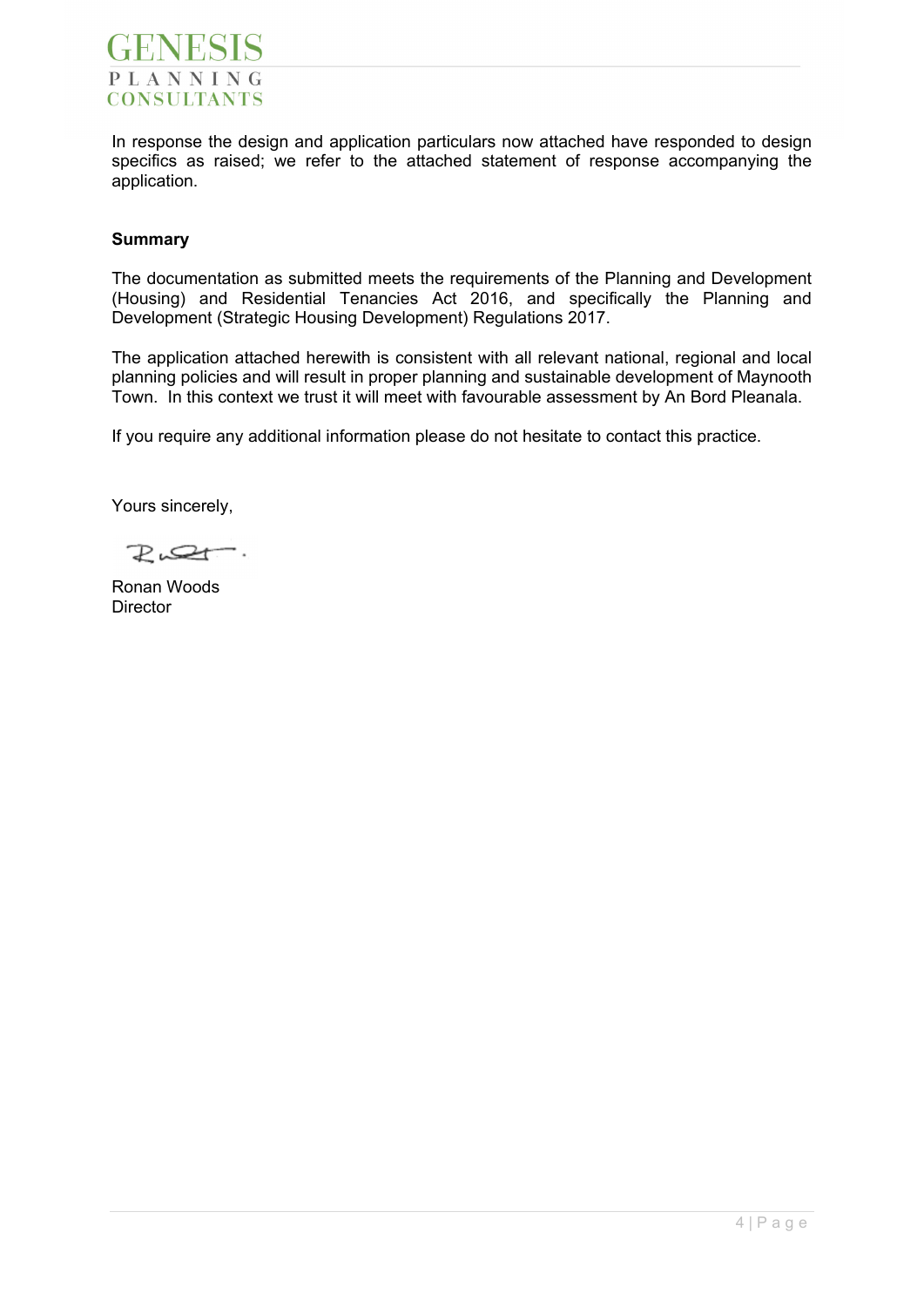In response the design and application particulars now attached have responded to design specifics as raised; we refer to the attached statement of response accompanying the application.

**Summary**

The documentation as submitted meets the requirements of the Planning and Development (Housing) and Residential Tenancies Act 2016, and specifically the Planning and Development (Strategic Housing Development) Regulations 2017.

The application attached herewith is consistent with all relevant national, regional and local planning policies and will result in proper planning and sustainable development of Maynooth Town. In this context we trust it will meet with favourable assessment by An Bord Pleanala.

If you require any additional information please do not hesitate to contact this practice.

Yours sincerely,

Ronan Woods
Director